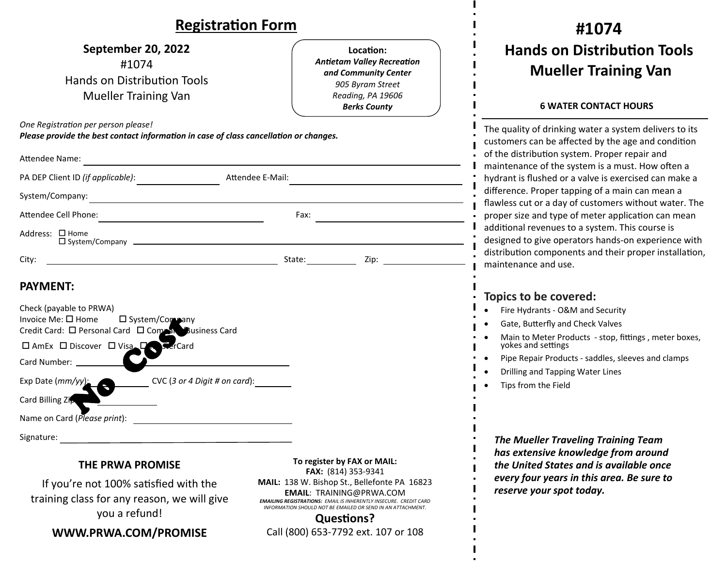## Registration Form

**September 20, 2022**
#1074
Hands on Distribution Tools
Mueller Training Van

**Location:**
***Antietam Valley Recreation and Community Center***
*905 Byram Street*
*Reading, PA 19606*
***Berks County***

*One Registration per person please!*
***Please provide the best contact information in case of class cancellation or changes.***

Attendee Name: ______________________________

PA DEP Client ID *(if applicable)*: ____________ Attendee E-Mail: ____________

System/Company: ______________________________

Attendee Cell Phone: ____________ Fax: ____________

Address: ☐ Home ☐ System/Company ______________________________

City: ____________ State: ________ Zip: ________

### PAYMENT:

**No Cost**

Check (payable to PRWA)
Invoice Me: ☐ Home ☐ System/Company
Credit Card: ☐ Personal Card ☐ Company Business Card
☐ AmEx ☐ Discover ☐ Visa ☐ MasterCard

Card Number: ______________________________

Exp Date (*mm/yy*): ________ CVC (*3 or 4 Digit # on card*): ________

Card Billing Zip: ________

Name on Card (*Please print*): ______________________________

Signature: ______________________________

### THE PRWA PROMISE

If you're not 100% satisfied with the training class for any reason, we will give you a refund!

**WWW.PRWA.COM/PROMISE**

**To register by FAX or MAIL:**
**FAX:** (814) 353-9341
**MAIL:** 138 W. Bishop St., Bellefonte PA 16823
**EMAIL**: TRAINING@PRWA.COM
***EMAILING REGISTRATIONS:** EMAIL IS INHERENTLY INSECURE. CREDIT CARD INFORMATION SHOULD NOT BE EMAILED OR SEND IN AN ATTACHMENT.*

**Questions?**
Call (800) 653-7792 ext. 107 or 108

# #1074 Hands on Distribution Tools Mueller Training Van

**6 WATER CONTACT HOURS**

The quality of drinking water a system delivers to its customers can be affected by the age and condition of the distribution system. Proper repair and maintenance of the system is a must. How often a hydrant is flushed or a valve is exercised can make a difference. Proper tapping of a main can mean a flawless cut or a day of customers without water. The proper size and type of meter application can mean additional revenues to a system. This course is designed to give operators hands-on experience with distribution components and their proper installation, maintenance and use.

### Topics to be covered:

- Fire Hydrants - O&M and Security
- Gate, Butterfly and Check Valves
- Main to Meter Products - stop, fittings , meter boxes, yokes and settings
- Pipe Repair Products - saddles, sleeves and clamps
- Drilling and Tapping Water Lines
- Tips from the Field

***The Mueller Traveling Training Team has extensive knowledge from around the United States and is available once every four years in this area. Be sure to reserve your spot today.***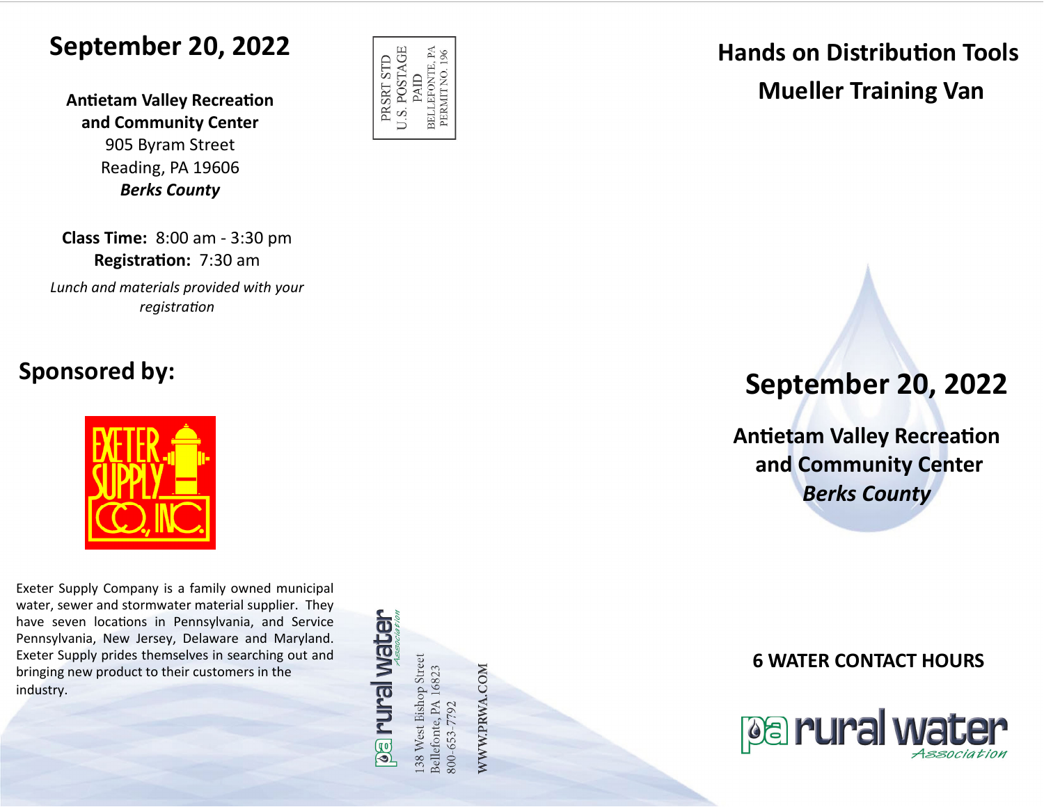# September 20, 2022

**Antietam Valley Recreation and Community Center**
905 Byram Street
Reading, PA 19606
***Berks County***

**Class Time:** 8:00 am - 3:30 pm
**Registration:** 7:30 am

*Lunch and materials provided with your registration*

## Sponsored by:

EXETER SUPPLY CO., INC.

Exeter Supply Company is a family owned municipal water, sewer and stormwater material supplier. They have seven locations in Pennsylvania, and Service Pennsylvania, New Jersey, Delaware and Maryland. Exeter Supply prides themselves in searching out and bringing new product to their customers in the industry.

PRSRT STD
U.S. POSTAGE
PAID
BELLEFONTE, PA
PERMIT NO. 196

pa rural water Association
138 West Bishop Street
Bellefonte, PA 16823
800-653-7792

WWW.PRWA.COM

# Hands on Distribution Tools

# Mueller Training Van

## September 20, 2022

**Antietam Valley Recreation and Community Center**
***Berks County***

**6 WATER CONTACT HOURS**

pa rural water Association